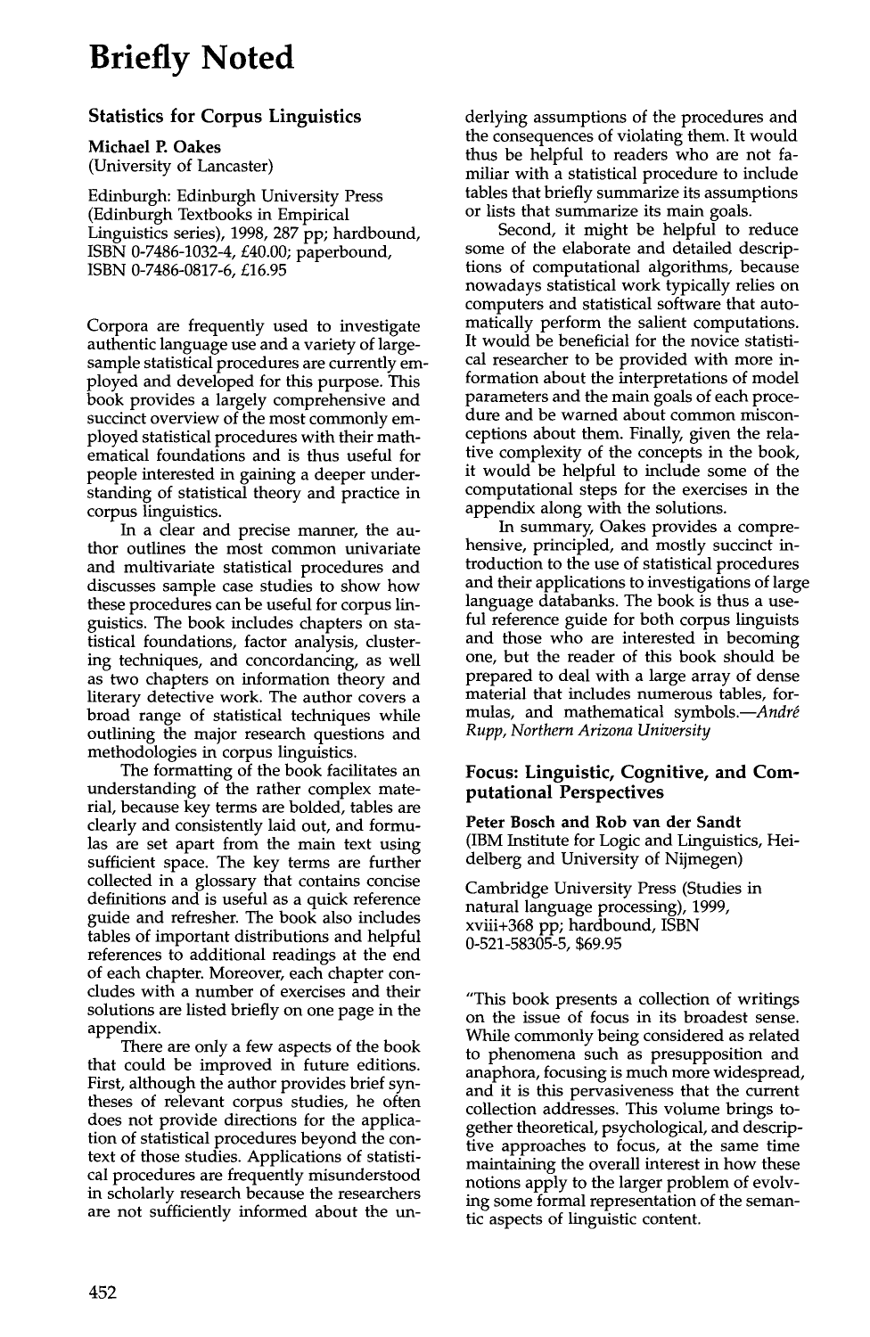# Briefly Noted

## Statistics for Corpus Linguistics

**Michael P. Oakes**
(University of Lancaster)

Edinburgh: Edinburgh University Press (Edinburgh Textbooks in Empirical Linguistics series), 1998, 287 pp; hardbound, ISBN 0-7486-1032-4, £40.00; paperbound, ISBN 0-7486-0817-6, £16.95

Corpora are frequently used to investigate authentic language use and a variety of large-sample statistical procedures are currently employed and developed for this purpose. This book provides a largely comprehensive and succinct overview of the most commonly employed statistical procedures with their mathematical foundations and is thus useful for people interested in gaining a deeper understanding of statistical theory and practice in corpus linguistics.

In a clear and precise manner, the author outlines the most common univariate and multivariate statistical procedures and discusses sample case studies to show how these procedures can be useful for corpus linguistics. The book includes chapters on statistical foundations, factor analysis, clustering techniques, and concordancing, as well as two chapters on information theory and literary detective work. The author covers a broad range of statistical techniques while outlining the major research questions and methodologies in corpus linguistics.

The formatting of the book facilitates an understanding of the rather complex material, because key terms are bolded, tables are clearly and consistently laid out, and formulas are set apart from the main text using sufficient space. The key terms are further collected in a glossary that contains concise definitions and is useful as a quick reference guide and refresher. The book also includes tables of important distributions and helpful references to additional readings at the end of each chapter. Moreover, each chapter concludes with a number of exercises and their solutions are listed briefly on one page in the appendix.

There are only a few aspects of the book that could be improved in future editions. First, although the author provides brief syntheses of relevant corpus studies, he often does not provide directions for the application of statistical procedures beyond the context of those studies. Applications of statistical procedures are frequently misunderstood in scholarly research because the researchers are not sufficiently informed about the underlying assumptions of the procedures and the consequences of violating them. It would thus be helpful to readers who are not familiar with a statistical procedure to include tables that briefly summarize its assumptions or lists that summarize its main goals.

Second, it might be helpful to reduce some of the elaborate and detailed descriptions of computational algorithms, because nowadays statistical work typically relies on computers and statistical software that automatically perform the salient computations. It would be beneficial for the novice statistical researcher to be provided with more information about the interpretations of model parameters and the main goals of each procedure and be warned about common misconceptions about them. Finally, given the relative complexity of the concepts in the book, it would be helpful to include some of the computational steps for the exercises in the appendix along with the solutions.

In summary, Oakes provides a comprehensive, principled, and mostly succinct introduction to the use of statistical procedures and their applications to investigations of large language databanks. The book is thus a useful reference guide for both corpus linguists and those who are interested in becoming one, but the reader of this book should be prepared to deal with a large array of dense material that includes numerous tables, formulas, and mathematical symbols.—*André Rupp, Northern Arizona University*

## Focus: Linguistic, Cognitive, and Computational Perspectives

**Peter Bosch and Rob van der Sandt**
(IBM Institute for Logic and Linguistics, Heidelberg and University of Nijmegen)

Cambridge University Press (Studies in natural language processing), 1999, xviii+368 pp; hardbound, ISBN 0-521-58305-5, $69.95

"This book presents a collection of writings on the issue of focus in its broadest sense. While commonly being considered as related to phenomena such as presupposition and anaphora, focusing is much more widespread, and it is this pervasiveness that the current collection addresses. This volume brings together theoretical, psychological, and descriptive approaches to focus, at the same time maintaining the overall interest in how these notions apply to the larger problem of evolving some formal representation of the semantic aspects of linguistic content.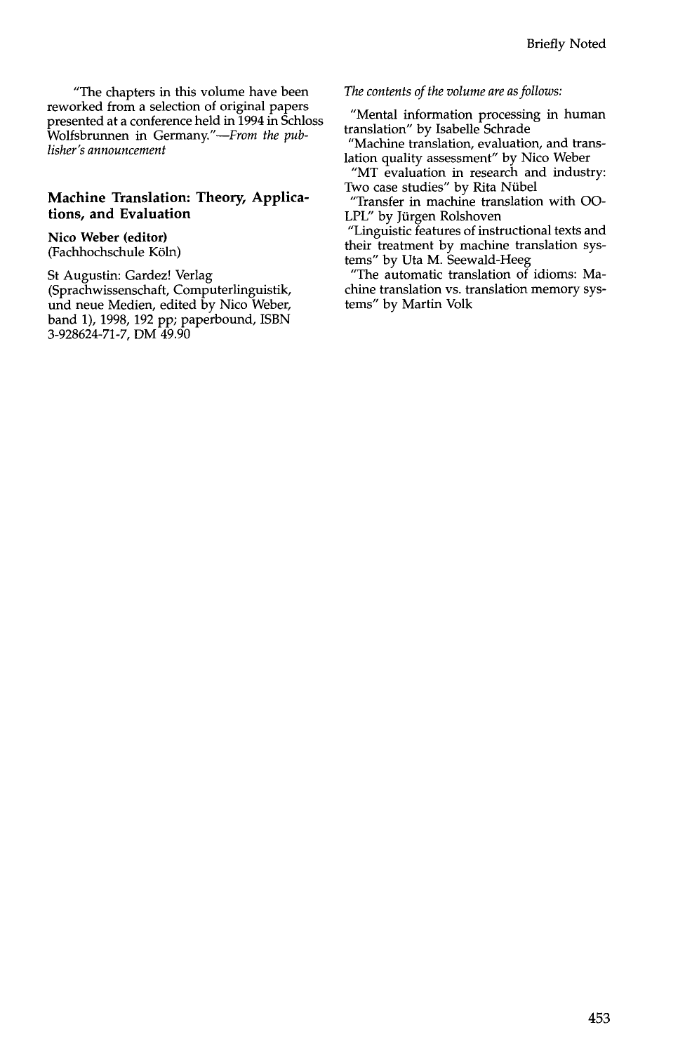"The chapters in this volume have been reworked from a selection of original papers presented at a conference held in 1994 in Schloss Wolfsbrunnen in Germany."—*From the publisher's announcement*

### Machine Translation: Theory, Applications, and Evaluation

**Nico Weber (editor)**
(Fachhochschule Köln)

St Augustin: Gardez! Verlag
(Sprachwissenschaft, Computerlinguistik, und neue Medien, edited by Nico Weber, band 1), 1998, 192 pp; paperbound, ISBN 3-928624-71-7, DM 49.90

*The contents of the volume are as follows:*

"Mental information processing in human translation" by Isabelle Schrade

"Machine translation, evaluation, and translation quality assessment" by Nico Weber

"MT evaluation in research and industry: Two case studies" by Rita Nübel

"Transfer in machine translation with OO-LPL" by Jürgen Rolshoven

"Linguistic features of instructional texts and their treatment by machine translation systems" by Uta M. Seewald-Heeg

"The automatic translation of idioms: Machine translation vs. translation memory systems" by Martin Volk